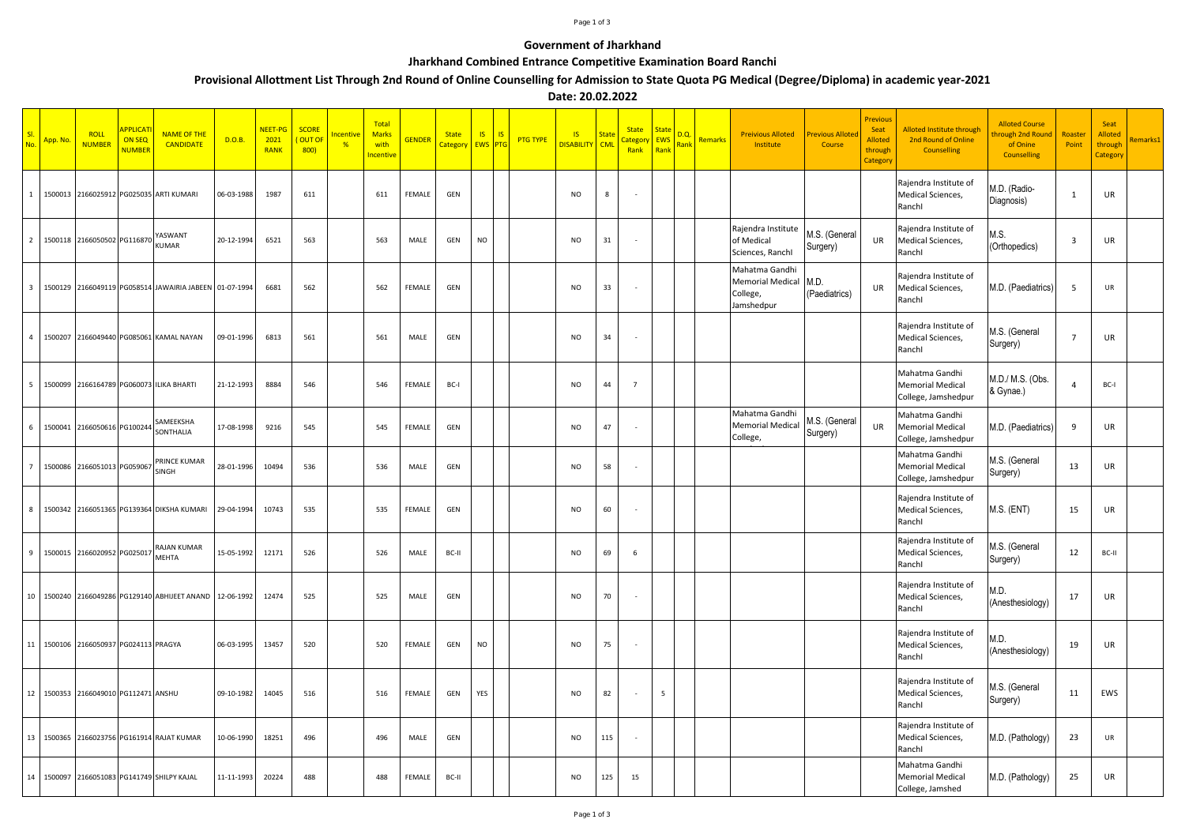# Government of Jharkhand

## Jharkhand Combined Entrance Competitive Examination Board Ranchi

### Provisional Allottment List Through 2nd Round of Online Counselling for Admission to State Quota PG Medical (Degree/Diploma) in academic year-2021

**Date: 20.02.2022**

| Sl. No. | App. No. | ROLL NUMBER | APPLICATION SEQ NUMBER | NAME OF THE CANDIDATE | D.O.B. | NEET-PG 2021 RANK | SCORE ( OUT OF 800) | Incentive % | Total Marks with Incentive | GENDER | State Category | IS EWS | IS PTG | PTG TYPE | IS DISABILITY | State CML | State Category Rank | State EWS Rank | D.Q. Rank | Remarks | Preivious Alloted Institute | Previous Alloted Course | Previous Seat Alloted through Category | Alloted Institute through 2nd Round of Online Counselling | Alloted Course through 2nd Round of Onine Counselling | Roaster Point | Seat Alloted through Category | Remarks1 |
|---|---|---|---|---|---|---|---|---|---|---|---|---|---|---|---|---|---|---|---|---|---|---|---|---|---|---|---|---|
| 1 | 1500013 | 2166025912 | PG025035 | ARTI KUMARI | 06-03-1988 | 1987 | 611 | | 611 | FEMALE | GEN | | | | NO | 8 | - | | | | | | | Rajendra Institute of Medical Sciences, RanchI | M.D. (Radio-Diagnosis) | 1 | UR | |
| 2 | 1500118 | 2166050502 | PG116870 | YASWANT KUMAR | 20-12-1994 | 6521 | 563 | | 563 | MALE | GEN | NO | | | NO | 31 | - | | | | Rajendra Institute of Medical Sciences, RanchI | M.S. (General Surgery) | UR | Rajendra Institute of Medical Sciences, RanchI | M.S. (Orthopedics) | 3 | UR | |
| 3 | 1500129 | 2166049119 | PG058514 | JAWAIRIA JABEEN | 01-07-1994 | 6681 | 562 | | 562 | FEMALE | GEN | | | | NO | 33 | - | | | | Mahatma Gandhi Memorial Medical College, Jamshedpur | M.D. (Paediatrics) | UR | Rajendra Institute of Medical Sciences, RanchI | M.D. (Paediatrics) | 5 | UR | |
| 4 | 1500207 | 2166049440 | PG085061 | KAMAL NAYAN | 09-01-1996 | 6813 | 561 | | 561 | MALE | GEN | | | | NO | 34 | - | | | | | | | Rajendra Institute of Medical Sciences, RanchI | M.S. (General Surgery) | 7 | UR | |
| 5 | 1500099 | 2166164789 | PG060073 | ILIKA BHARTI | 21-12-1993 | 8884 | 546 | | 546 | FEMALE | BC-I | | | | NO | 44 | 7 | | | | | | | Mahatma Gandhi Memorial Medical College, Jamshedpur | M.D./ M.S. (Obs. & Gynae.) | 4 | BC-I | |
| 6 | 1500041 | 2166050616 | PG100244 | SAMEEKSHA SONTHALIA | 17-08-1998 | 9216 | 545 | | 545 | FEMALE | GEN | | | | NO | 47 | - | | | | Mahatma Gandhi Memorial Medical College, | M.S. (General Surgery) | UR | Mahatma Gandhi Memorial Medical College, Jamshedpur | M.D. (Paediatrics) | 9 | UR | |
| 7 | 1500086 | 2166051013 | PG059067 | PRINCE KUMAR SINGH | 28-01-1996 | 10494 | 536 | | 536 | MALE | GEN | | | | NO | 58 | - | | | | | | | Mahatma Gandhi Memorial Medical College, Jamshedpur | M.S. (General Surgery) | 13 | UR | |
| 8 | 1500342 | 2166051365 | PG139364 | DIKSHA KUMARI | 29-04-1994 | 10743 | 535 | | 535 | FEMALE | GEN | | | | NO | 60 | - | | | | | | | Rajendra Institute of Medical Sciences, RanchI | M.S. (ENT) | 15 | UR | |
| 9 | 1500015 | 2166020952 | PG025017 | RAJAN KUMAR MEHTA | 15-05-1992 | 12171 | 526 | | 526 | MALE | BC-II | | | | NO | 69 | 6 | | | | | | | Rajendra Institute of Medical Sciences, RanchI | M.S. (General Surgery) | 12 | BC-II | |
| 10 | 1500240 | 2166049286 | PG129140 | ABHIJEET ANAND | 12-06-1992 | 12474 | 525 | | 525 | MALE | GEN | | | | NO | 70 | - | | | | | | | Rajendra Institute of Medical Sciences, RanchI | M.D. (Anesthesiology) | 17 | UR | |
| 11 | 1500106 | 2166050937 | PG024113 | PRAGYA | 06-03-1995 | 13457 | 520 | | 520 | FEMALE | GEN | NO | | | NO | 75 | - | | | | | | | Rajendra Institute of Medical Sciences, RanchI | M.D. (Anesthesiology) | 19 | UR | |
| 12 | 1500353 | 2166049010 | PG112471 | ANSHU | 09-10-1982 | 14045 | 516 | | 516 | FEMALE | GEN | YES | | | NO | 82 | - | 5 | | | | | | Rajendra Institute of Medical Sciences, RanchI | M.S. (General Surgery) | 11 | EWS | |
| 13 | 1500365 | 2166023756 | PG161914 | RAJAT KUMAR | 10-06-1990 | 18251 | 496 | | 496 | MALE | GEN | | | | NO | 115 | - | | | | | | | Rajendra Institute of Medical Sciences, RanchI | M.D. (Pathology) | 23 | UR | |
| 14 | 1500097 | 2166051083 | PG141749 | SHILPY KAJAL | 11-11-1993 | 20224 | 488 | | 488 | FEMALE | BC-II | | | | NO | 125 | 15 | | | | | | | Mahatma Gandhi Memorial Medical College, Jamshed | M.D. (Pathology) | 25 | UR | |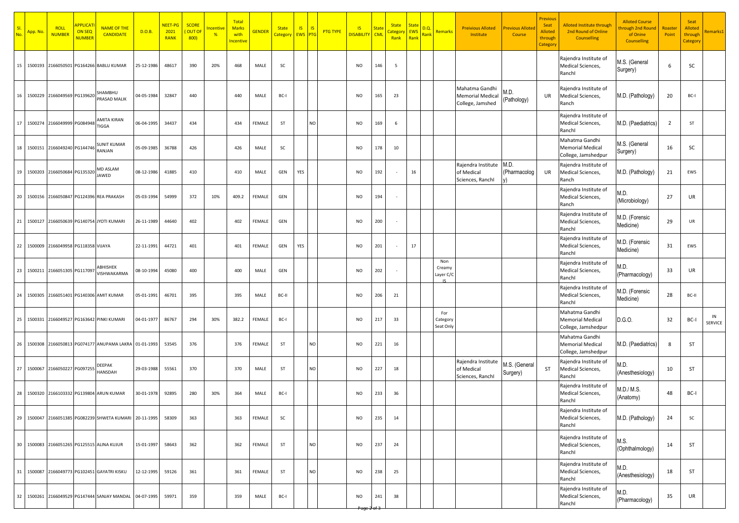| Sl. No. | App. No. | ROLL NUMBER | APPLICATION SEQ NUMBER | NAME OF THE CANDIDATE | D.O.B. | NEET-PG 2021 RANK | SCORE ( OUT OF 800) | Incentive % | Total Marks with Incentive | GENDER | State Category | IS EWS | IS PTG | PTG TYPE | IS DISABILITY | State CML | State Category Rank | State EWS Rank | D.Q. Rank | Remarks | Preivious Alloted Institute | Previous Alloted Course | Previous Seat Alloted through Category | Alloted Institute through 2nd Round of Online Counselling | Alloted Course through 2nd Round of Online Counselling | Roaster Point | Seat Alloted through Category | Remarks1 |
|---|---|---|---|---|---|---|---|---|---|---|---|---|---|---|---|---|---|---|---|---|---|---|---|---|---|---|---|---|
| 15 | 1500193 | 2166050501 | PG164266 | BABLU KUMAR | 25-12-1986 | 48617 | 390 | 20% | 468 | MALE | SC | | | | NO | 146 | 5 | | | | | | | Rajendra Institute of Medical Sciences, RanchI | M.S. (General Surgery) | 6 | SC | |
| 16 | 1500229 | 2166049569 | PG139620 | SHAMBHU PRASAD MALIK | 04-05-1984 | 32847 | 440 | | 440 | MALE | BC-I | | | | NO | 165 | 23 | | | | Mahatma Gandhi Memorial Medical College, Jamshed | M.D. (Pathology) | UR | Rajendra Institute of Medical Sciences, Ranch | M.D. (Pathology) | 20 | BC-I | |
| 17 | 1500274 | 2166049999 | PG084948 | AMITA KIRAN TIGGA | 06-04-1995 | 34437 | 434 | | 434 | FEMALE | ST | | NO | | NO | 169 | 6 | | | | | | | Rajendra Institute of Medical Sciences, RanchI | M.D. (Paediatrics) | 2 | ST | |
| 18 | 1500151 | 2166049240 | PG144746 | SUNIT KUMAR RANJAN | 05-09-1985 | 36788 | 426 | | 426 | MALE | SC | | | | NO | 178 | 10 | | | | | | | Mahatma Gandhi Memorial Medical College, Jamshedpur | M.S. (General Surgery) | 16 | SC | |
| 19 | 1500203 | 2166050684 | PG135320 | MD ASLAM JAWED | 08-12-1986 | 41885 | 410 | | 410 | MALE | GEN | YES | | | NO | 192 | - | 16 | | | Rajendra Institute of Medical Sciences, RanchI | M.D. (Pharmacology) | UR | Rajendra Institute of Medical Sciences, Ranch | M.D. (Pathology) | 21 | EWS | |
| 20 | 1500156 | 2166050847 | PG124396 | REA PRAKASH | 05-03-1994 | 54999 | 372 | 10% | 409.2 | FEMALE | GEN | | | | NO | 194 | - | | | | | | | Rajendra Institute of Medical Sciences, Ranch | M.D. (Microbiology) | 27 | UR | |
| 21 | 1500127 | 2166050639 | PG140754 | JYOTI KUMARI | 26-11-1989 | 44640 | 402 | | 402 | FEMALE | GEN | | | | NO | 200 | - | | | | | | | Rajendra Institute of Medical Sciences, RanchI | M.D. (Forensic Medicine) | 29 | UR | |
| 22 | 1500009 | 2166049958 | PG118358 | VIJAYA | 22-11-1991 | 44721 | 401 | | 401 | FEMALE | GEN | YES | | | NO | 201 | - | 17 | | | | | | Rajendra Institute of Medical Sciences, RanchI | M.D. (Forensic Medicine) | 31 | EWS | |
| 23 | 1500211 | 2166051305 | PG117097 | ABHISHEK VISHWAKARMA | 08-10-1994 | 45080 | 400 | | 400 | MALE | GEN | | | | NO | 202 | - | | | Non Creamy Layer C/C IS | | | | Rajendra Institute of Medical Sciences, RanchI | M.D. (Pharmacology) | 33 | UR | |
| 24 | 1500305 | 2166051401 | PG140306 | AMIT KUMAR | 05-01-1991 | 46701 | 395 | | 395 | MALE | BC-II | | | | NO | 206 | 21 | | | | | | | Rajendra Institute of Medical Sciences, RanchI | M.D. (Forensic Medicine) | 28 | BC-II | |
| 25 | 1500331 | 2166049527 | PG163642 | PINKI KUMARI | 04-01-1977 | 86767 | 294 | 30% | 382.2 | FEMALE | BC-I | | | | NO | 217 | 33 | | | For Category Seat Only | | | | Mahatma Gandhi Memorial Medical College, Jamshedpur | D.G.O. | 32 | BC-I | IN SERVICE |
| 26 | 1500308 | 2166050813 | PG074177 | ANUPAMA LAKRA | 01-01-1993 | 53545 | 376 | | 376 | FEMALE | ST | | NO | | NO | 221 | 16 | | | | | | | Mahatma Gandhi Memorial Medical College, Jamshedpur | M.D. (Paediatrics) | 8 | ST | |
| 27 | 1500067 | 2166050227 | PG097255 | DEEPAK HANSDAH | 29-03-1988 | 55561 | 370 | | 370 | MALE | ST | | NO | | NO | 227 | 18 | | | | Rajendra Institute of Medical Sciences, RanchI | M.S. (General Surgery) | ST | Rajendra Institute of Medical Sciences, RanchI | M.D. (Anesthesiology) | 10 | ST | |
| 28 | 1500320 | 2166103332 | PG139804 | ARUN KUMAR | 30-01-1978 | 92895 | 280 | 30% | 364 | MALE | BC-I | | | | NO | 233 | 36 | | | | | | | Rajendra Institute of Medical Sciences, RanchI | M.D./ M.S. (Anatomy) | 48 | BC-I | |
| 29 | 1500047 | 2166051385 | PG082239 | SHWETA KUMARI | 20-11-1995 | 58309 | 363 | | 363 | FEMALE | SC | | | | NO | 235 | 14 | | | | | | | Rajendra Institute of Medical Sciences, RanchI | M.D. (Pathology) | 24 | SC | |
| 30 | 1500083 | 2166051265 | PG125515 | ALINA KUJUR | 15-01-1997 | 58643 | 362 | | 362 | FEMALE | ST | | NO | | NO | 237 | 24 | | | | | | | Rajendra Institute of Medical Sciences, RanchI | M.S. (Ophthalmology) | 14 | ST | |
| 31 | 1500087 | 2166049773 | PG102451 | GAYATRI KISKU | 12-12-1995 | 59126 | 361 | | 361 | FEMALE | ST | | NO | | NO | 238 | 25 | | | | | | | Rajendra Institute of Medical Sciences, RanchI | M.D. (Anesthesiology) | 18 | ST | |
| 32 | 1500261 | 2166049529 | PG147444 | SANJAY MANDAL | 04-07-1995 | 59971 | 359 | | 359 | MALE | BC-I | | | | NO | 241 | 38 | | | | | | | Rajendra Institute of Medical Sciences, RanchI | M.D. (Pharmacology) | 35 | UR | |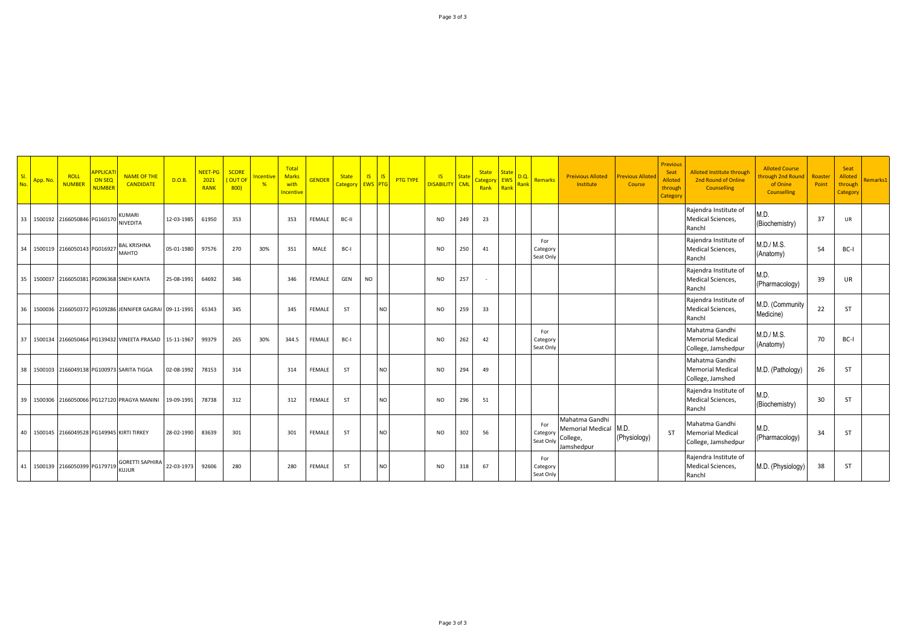| Sl. No. | App. No. | ROLL NUMBER | APPLICATION SEQ NUMBER | NAME OF THE CANDIDATE | D.O.B. | NEET-PG 2021 RANK | SCORE ( OUT OF 800) | Incentive % | Total Marks with Incentive | GENDER | State Category | IS EWS | IS PTG | PTG TYPE | IS DISABILITY | State CML | State Category Rank | State EWS Rank | D.Q. Rank | Remarks | Preivious Alloted Institute | Previous Alloted Course | Previous Seat Alloted through Category | Alloted Institute through 2nd Round of Online Counselling | Alloted Course through 2nd Round of Onine Counselling | Roaster Point | Seat Alloted through Category | Remarks1 |
|---|---|---|---|---|---|---|---|---|---|---|---|---|---|---|---|---|---|---|---|---|---|---|---|---|---|---|---|---|
| 33 | 1500192 | 2166050846 | PG160170 | KUMARI NIVEDITA | 12-03-1985 | 61950 | 353 | | 353 | FEMALE | BC-II | | | | NO | 249 | 23 | | | | | | | Rajendra Institute of Medical Sciences, RanchI | M.D. (Biochemistry) | 37 | UR | |
| 34 | 1500119 | 2166050143 | PG016927 | BAL KRISHNA MAHTO | 05-01-1980 | 97576 | 270 | 30% | 351 | MALE | BC-I | | | | NO | 250 | 41 | | | For Category Seat Only | | | | Rajendra Institute of Medical Sciences, RanchI | M.D./ M.S. (Anatomy) | 54 | BC-I | |
| 35 | 1500037 | 2166050381 | PG096368 | SNEH KANTA | 25-08-1991 | 64692 | 346 | | 346 | FEMALE | GEN | NO | | | NO | 257 | - | | | | | | | Rajendra Institute of Medical Sciences, RanchI | M.D. (Pharmacology) | 39 | UR | |
| 36 | 1500036 | 2166050372 | PG109286 | JENNIFER GAGRAI | 09-11-1991 | 65343 | 345 | | 345 | FEMALE | ST | | NO | | NO | 259 | 33 | | | | | | | Rajendra Institute of Medical Sciences, RanchI | M.D. (Community Medicine) | 22 | ST | |
| 37 | 1500134 | 2166050464 | PG139432 | VINEETA PRASAD | 15-11-1967 | 99379 | 265 | 30% | 344.5 | FEMALE | BC-I | | | | NO | 262 | 42 | | | For Category Seat Only | | | | Mahatma Gandhi Memorial Medical College, Jamshedpur | M.D./ M.S. (Anatomy) | 70 | BC-I | |
| 38 | 1500103 | 2166049138 | PG100973 | SARITA TIGGA | 02-08-1992 | 78153 | 314 | | 314 | FEMALE | ST | | NO | | NO | 294 | 49 | | | | | | | Mahatma Gandhi Memorial Medical College, Jamshed | M.D. (Pathology) | 26 | ST | |
| 39 | 1500306 | 2166050066 | PG127120 | PRAGYA MANINI | 19-09-1991 | 78738 | 312 | | 312 | FEMALE | ST | | NO | | NO | 296 | 51 | | | | | | | Rajendra Institute of Medical Sciences, RanchI | M.D. (Biochemistry) | 30 | ST | |
| 40 | 1500145 | 2166049528 | PG149945 | KIRTI TIRKEY | 28-02-1990 | 83639 | 301 | | 301 | FEMALE | ST | | NO | | NO | 302 | 56 | | | For Category Seat Only | Mahatma Gandhi Memorial Medical College, Jamshedpur | M.D. (Physiology) | ST | Mahatma Gandhi Memorial Medical College, Jamshedpur | M.D. (Pharmacology) | 34 | ST | |
| 41 | 1500139 | 2166050399 | PG179719 | GORETTI SAPHIRA KUJUR | 22-03-1973 | 92606 | 280 | | 280 | FEMALE | ST | | NO | | NO | 318 | 67 | | | For Category Seat Only | | | | Rajendra Institute of Medical Sciences, RanchI | M.D. (Physiology) | 38 | ST | |